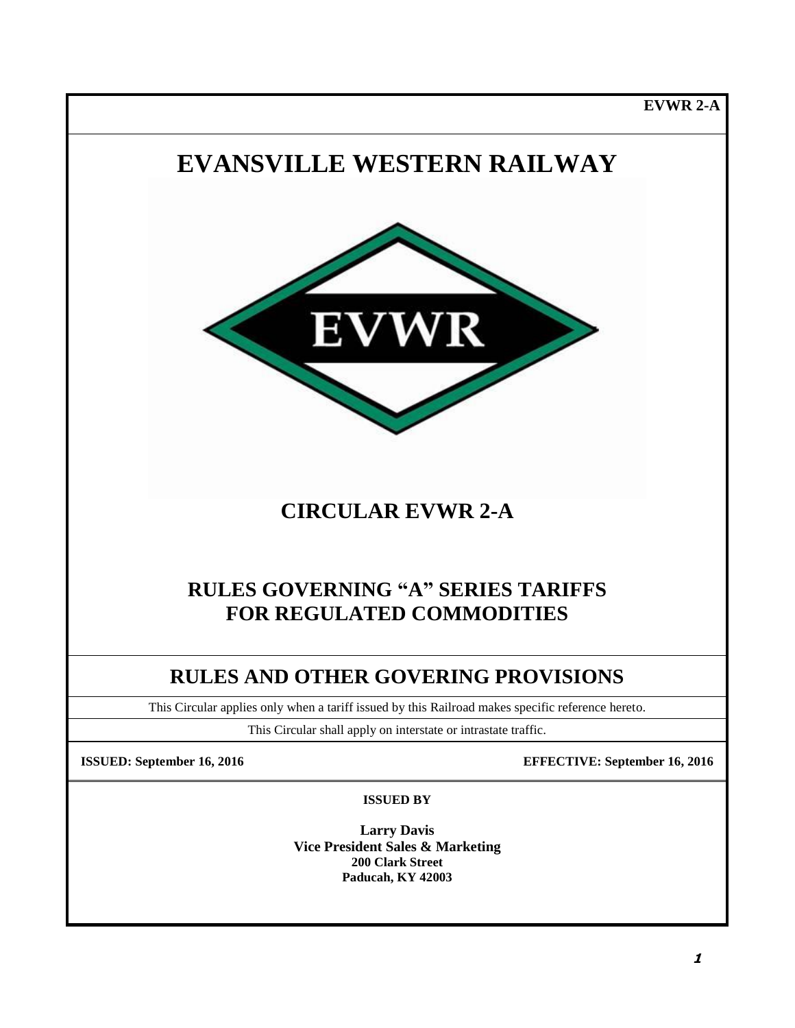EVWR 2-A

# EVANSVILLE WESTERN RAILWAY

## CIRCULAR EVWR 2-A

## RULES GOVERNING "A" SERIES TARIFFS FOR REGULATED COMMODITIES

## RULES AND OTHER GOVERING PROVISIONS

This Circular applies only when a tariff issued by this Railroad makes specific reference hereto.

This Circular shall apply on interstate or intrastate traffic.

**ISSUED: September 16, 2016** **EFFECTIVE: September 16, 2016**

**ISSUED BY**

**Larry Davis**
**Vice President Sales & Marketing**
**200 Clark Street**
**Paducah, KY 42003**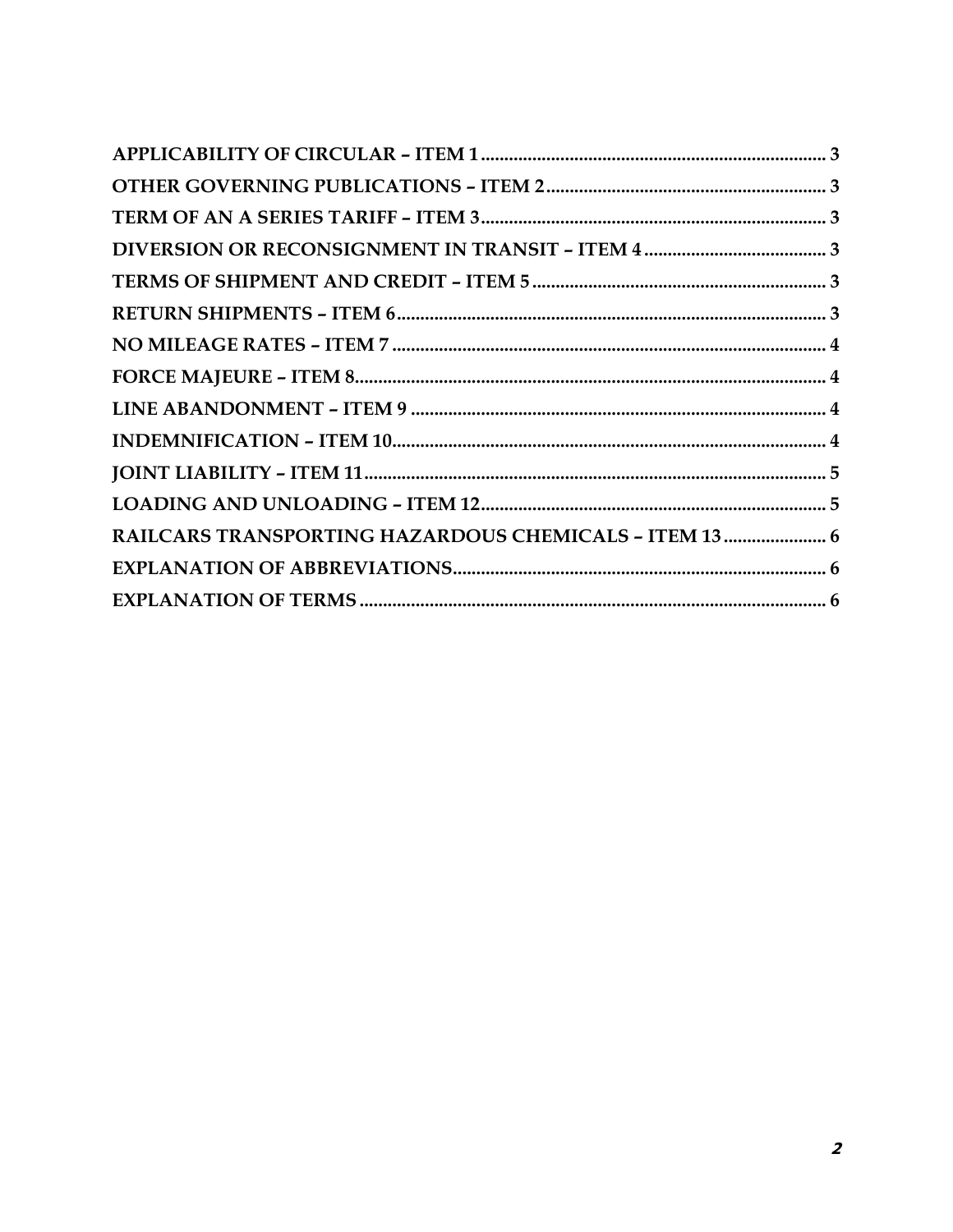**APPLICABILITY OF CIRCULAR – ITEM 1** .......... 3
**OTHER GOVERNING PUBLICATIONS – ITEM 2** .......... 3
**TERM OF AN A SERIES TARIFF – ITEM 3** .......... 3
**DIVERSION OR RECONSIGNMENT IN TRANSIT – ITEM 4** .......... 3
**TERMS OF SHIPMENT AND CREDIT – ITEM 5** .......... 3
**RETURN SHIPMENTS – ITEM 6** .......... 3
**NO MILEAGE RATES – ITEM 7** .......... 4
**FORCE MAJEURE – ITEM 8** .......... 4
**LINE ABANDONMENT – ITEM 9** .......... 4
**INDEMNIFICATION – ITEM 10** .......... 4
**JOINT LIABILITY – ITEM 11** .......... 5
**LOADING AND UNLOADING – ITEM 12** .......... 5
**RAILCARS TRANSPORTING HAZARDOUS CHEMICALS – ITEM 13** .......... 6
**EXPLANATION OF ABBREVIATIONS** .......... 6
**EXPLANATION OF TERMS** .......... 6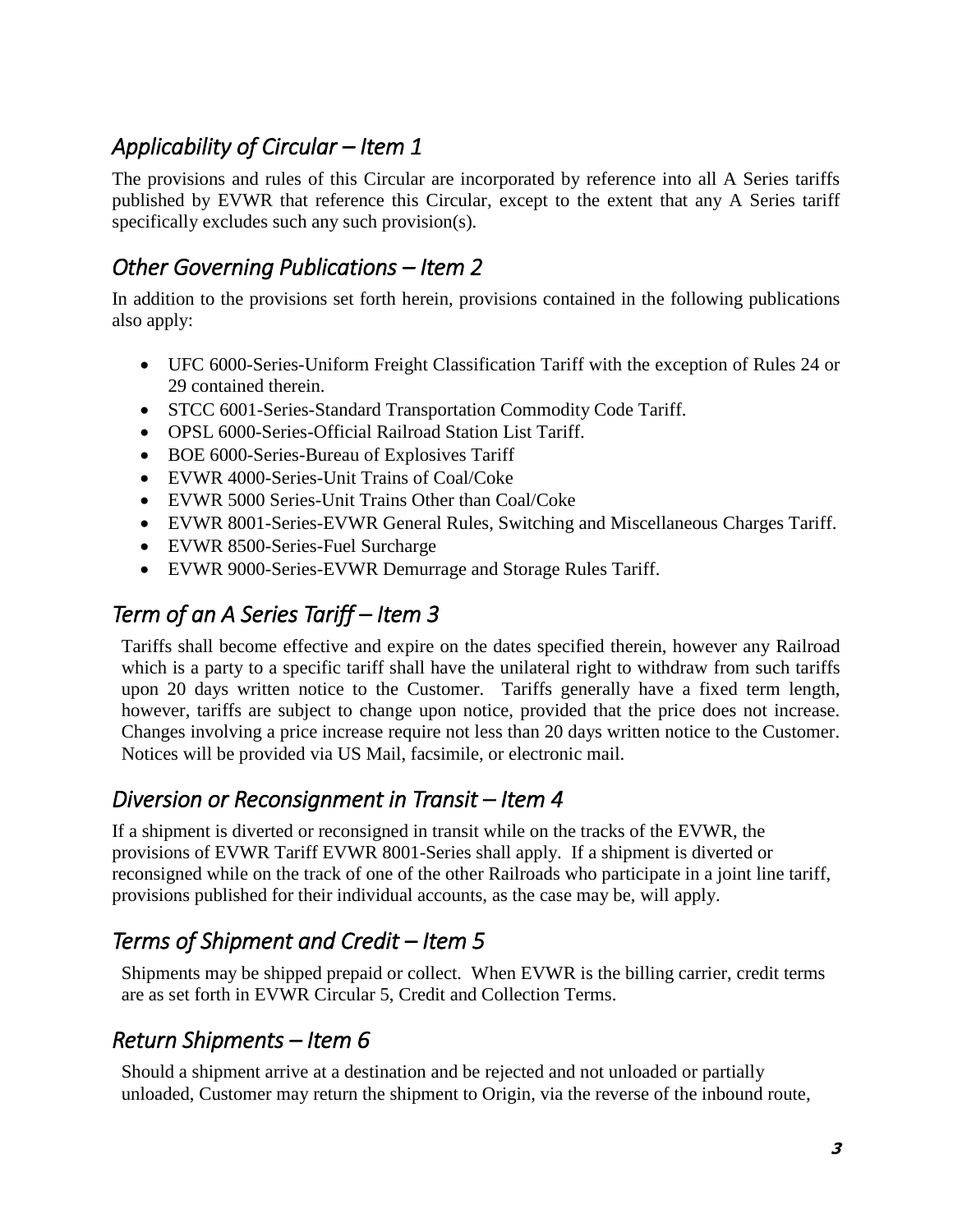## *Applicability of Circular – Item 1*

The provisions and rules of this Circular are incorporated by reference into all A Series tariffs published by EVWR that reference this Circular, except to the extent that any A Series tariff specifically excludes such any such provision(s).

## *Other Governing Publications – Item 2*

In addition to the provisions set forth herein, provisions contained in the following publications also apply:

- UFC 6000-Series-Uniform Freight Classification Tariff with the exception of Rules 24 or 29 contained therein.
- STCC 6001-Series-Standard Transportation Commodity Code Tariff.
- OPSL 6000-Series-Official Railroad Station List Tariff.
- BOE 6000-Series-Bureau of Explosives Tariff
- EVWR 4000-Series-Unit Trains of Coal/Coke
- EVWR 5000 Series-Unit Trains Other than Coal/Coke
- EVWR 8001-Series-EVWR General Rules, Switching and Miscellaneous Charges Tariff.
- EVWR 8500-Series-Fuel Surcharge
- EVWR 9000-Series-EVWR Demurrage and Storage Rules Tariff.

## *Term of an A Series Tariff – Item 3*

Tariffs shall become effective and expire on the dates specified therein, however any Railroad which is a party to a specific tariff shall have the unilateral right to withdraw from such tariffs upon 20 days written notice to the Customer. Tariffs generally have a fixed term length, however, tariffs are subject to change upon notice, provided that the price does not increase. Changes involving a price increase require not less than 20 days written notice to the Customer. Notices will be provided via US Mail, facsimile, or electronic mail.

## *Diversion or Reconsignment in Transit – Item 4*

If a shipment is diverted or reconsigned in transit while on the tracks of the EVWR, the provisions of EVWR Tariff EVWR 8001-Series shall apply. If a shipment is diverted or reconsigned while on the track of one of the other Railroads who participate in a joint line tariff, provisions published for their individual accounts, as the case may be, will apply.

## *Terms of Shipment and Credit – Item 5*

Shipments may be shipped prepaid or collect. When EVWR is the billing carrier, credit terms are as set forth in EVWR Circular 5, Credit and Collection Terms.

## *Return Shipments – Item 6*

Should a shipment arrive at a destination and be rejected and not unloaded or partially unloaded, Customer may return the shipment to Origin, via the reverse of the inbound route,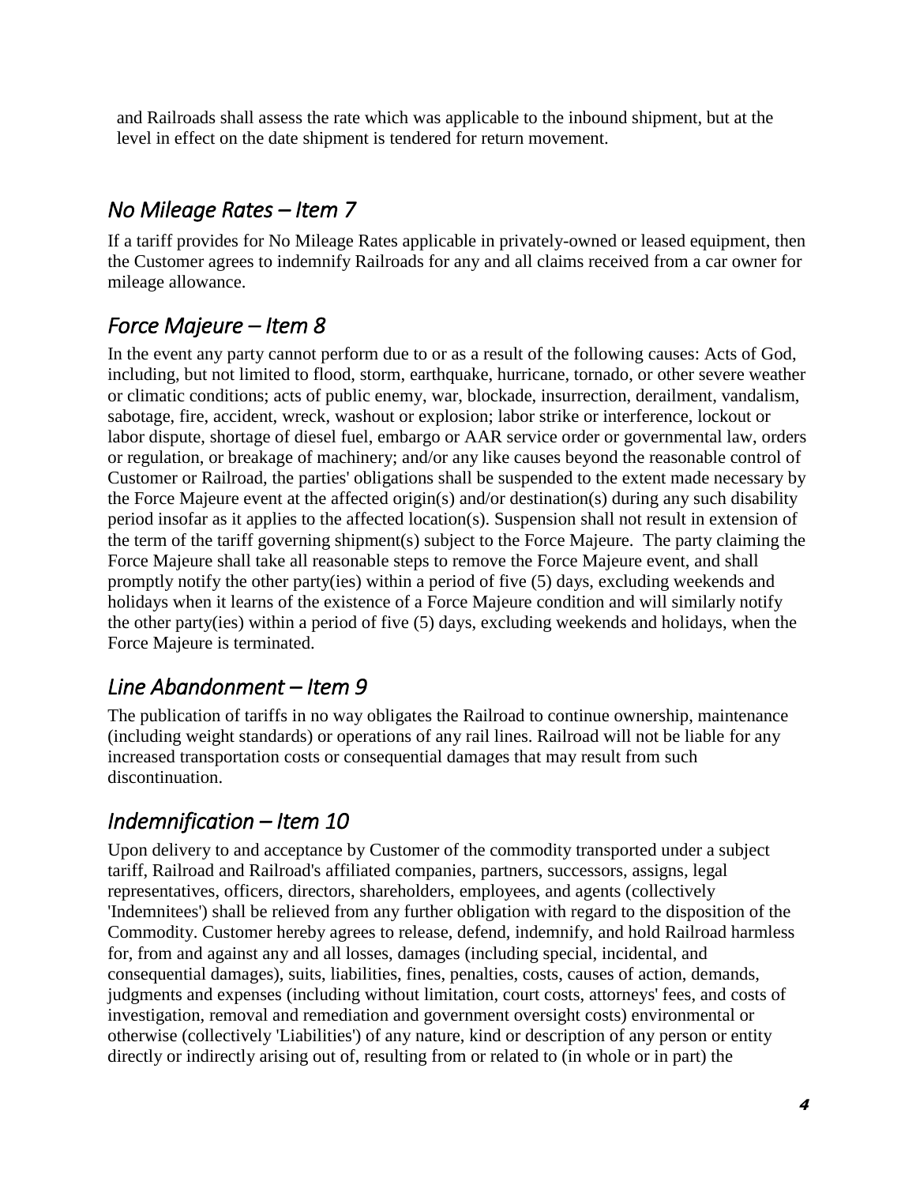and Railroads shall assess the rate which was applicable to the inbound shipment, but at the level in effect on the date shipment is tendered for return movement.

## *No Mileage Rates – Item 7*

If a tariff provides for No Mileage Rates applicable in privately-owned or leased equipment, then the Customer agrees to indemnify Railroads for any and all claims received from a car owner for mileage allowance.

## *Force Majeure – Item 8*

In the event any party cannot perform due to or as a result of the following causes: Acts of God, including, but not limited to flood, storm, earthquake, hurricane, tornado, or other severe weather or climatic conditions; acts of public enemy, war, blockade, insurrection, derailment, vandalism, sabotage, fire, accident, wreck, washout or explosion; labor strike or interference, lockout or labor dispute, shortage of diesel fuel, embargo or AAR service order or governmental law, orders or regulation, or breakage of machinery; and/or any like causes beyond the reasonable control of Customer or Railroad, the parties' obligations shall be suspended to the extent made necessary by the Force Majeure event at the affected origin(s) and/or destination(s) during any such disability period insofar as it applies to the affected location(s). Suspension shall not result in extension of the term of the tariff governing shipment(s) subject to the Force Majeure. The party claiming the Force Majeure shall take all reasonable steps to remove the Force Majeure event, and shall promptly notify the other party(ies) within a period of five (5) days, excluding weekends and holidays when it learns of the existence of a Force Majeure condition and will similarly notify the other party(ies) within a period of five (5) days, excluding weekends and holidays, when the Force Majeure is terminated.

## *Line Abandonment – Item 9*

The publication of tariffs in no way obligates the Railroad to continue ownership, maintenance (including weight standards) or operations of any rail lines. Railroad will not be liable for any increased transportation costs or consequential damages that may result from such discontinuation.

## *Indemnification – Item 10*

Upon delivery to and acceptance by Customer of the commodity transported under a subject tariff, Railroad and Railroad's affiliated companies, partners, successors, assigns, legal representatives, officers, directors, shareholders, employees, and agents (collectively 'Indemnitees') shall be relieved from any further obligation with regard to the disposition of the Commodity. Customer hereby agrees to release, defend, indemnify, and hold Railroad harmless for, from and against any and all losses, damages (including special, incidental, and consequential damages), suits, liabilities, fines, penalties, costs, causes of action, demands, judgments and expenses (including without limitation, court costs, attorneys' fees, and costs of investigation, removal and remediation and government oversight costs) environmental or otherwise (collectively 'Liabilities') of any nature, kind or description of any person or entity directly or indirectly arising out of, resulting from or related to (in whole or in part) the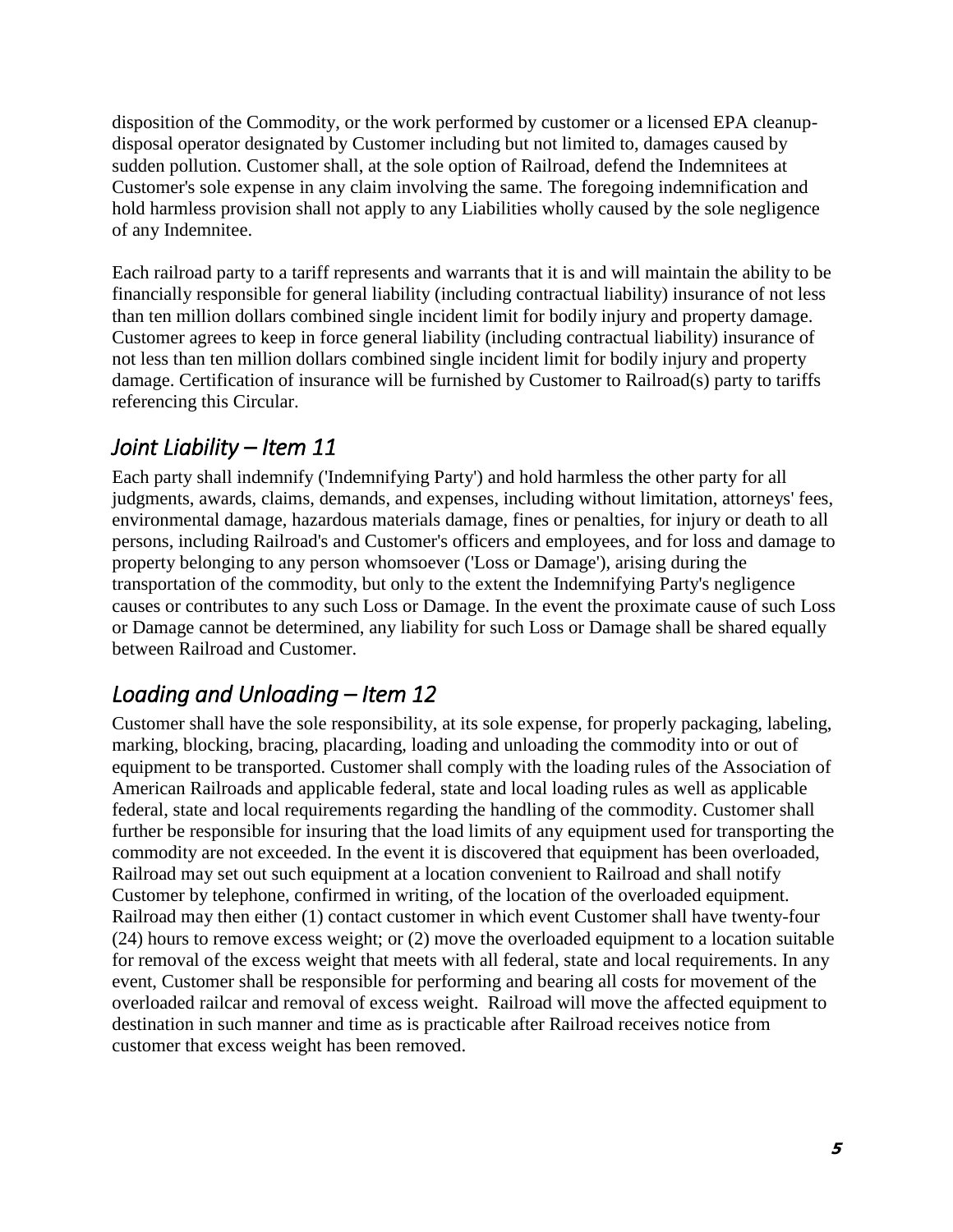disposition of the Commodity, or the work performed by customer or a licensed EPA cleanup-disposal operator designated by Customer including but not limited to, damages caused by sudden pollution. Customer shall, at the sole option of Railroad, defend the Indemnitees at Customer's sole expense in any claim involving the same. The foregoing indemnification and hold harmless provision shall not apply to any Liabilities wholly caused by the sole negligence of any Indemnitee.

Each railroad party to a tariff represents and warrants that it is and will maintain the ability to be financially responsible for general liability (including contractual liability) insurance of not less than ten million dollars combined single incident limit for bodily injury and property damage. Customer agrees to keep in force general liability (including contractual liability) insurance of not less than ten million dollars combined single incident limit for bodily injury and property damage. Certification of insurance will be furnished by Customer to Railroad(s) party to tariffs referencing this Circular.

## *Joint Liability – Item 11*

Each party shall indemnify ('Indemnifying Party') and hold harmless the other party for all judgments, awards, claims, demands, and expenses, including without limitation, attorneys' fees, environmental damage, hazardous materials damage, fines or penalties, for injury or death to all persons, including Railroad's and Customer's officers and employees, and for loss and damage to property belonging to any person whomsoever ('Loss or Damage'), arising during the transportation of the commodity, but only to the extent the Indemnifying Party's negligence causes or contributes to any such Loss or Damage. In the event the proximate cause of such Loss or Damage cannot be determined, any liability for such Loss or Damage shall be shared equally between Railroad and Customer.

## *Loading and Unloading – Item 12*

Customer shall have the sole responsibility, at its sole expense, for properly packaging, labeling, marking, blocking, bracing, placarding, loading and unloading the commodity into or out of equipment to be transported. Customer shall comply with the loading rules of the Association of American Railroads and applicable federal, state and local loading rules as well as applicable federal, state and local requirements regarding the handling of the commodity. Customer shall further be responsible for insuring that the load limits of any equipment used for transporting the commodity are not exceeded. In the event it is discovered that equipment has been overloaded, Railroad may set out such equipment at a location convenient to Railroad and shall notify Customer by telephone, confirmed in writing, of the location of the overloaded equipment. Railroad may then either (1) contact customer in which event Customer shall have twenty-four (24) hours to remove excess weight; or (2) move the overloaded equipment to a location suitable for removal of the excess weight that meets with all federal, state and local requirements. In any event, Customer shall be responsible for performing and bearing all costs for movement of the overloaded railcar and removal of excess weight. Railroad will move the affected equipment to destination in such manner and time as is practicable after Railroad receives notice from customer that excess weight has been removed.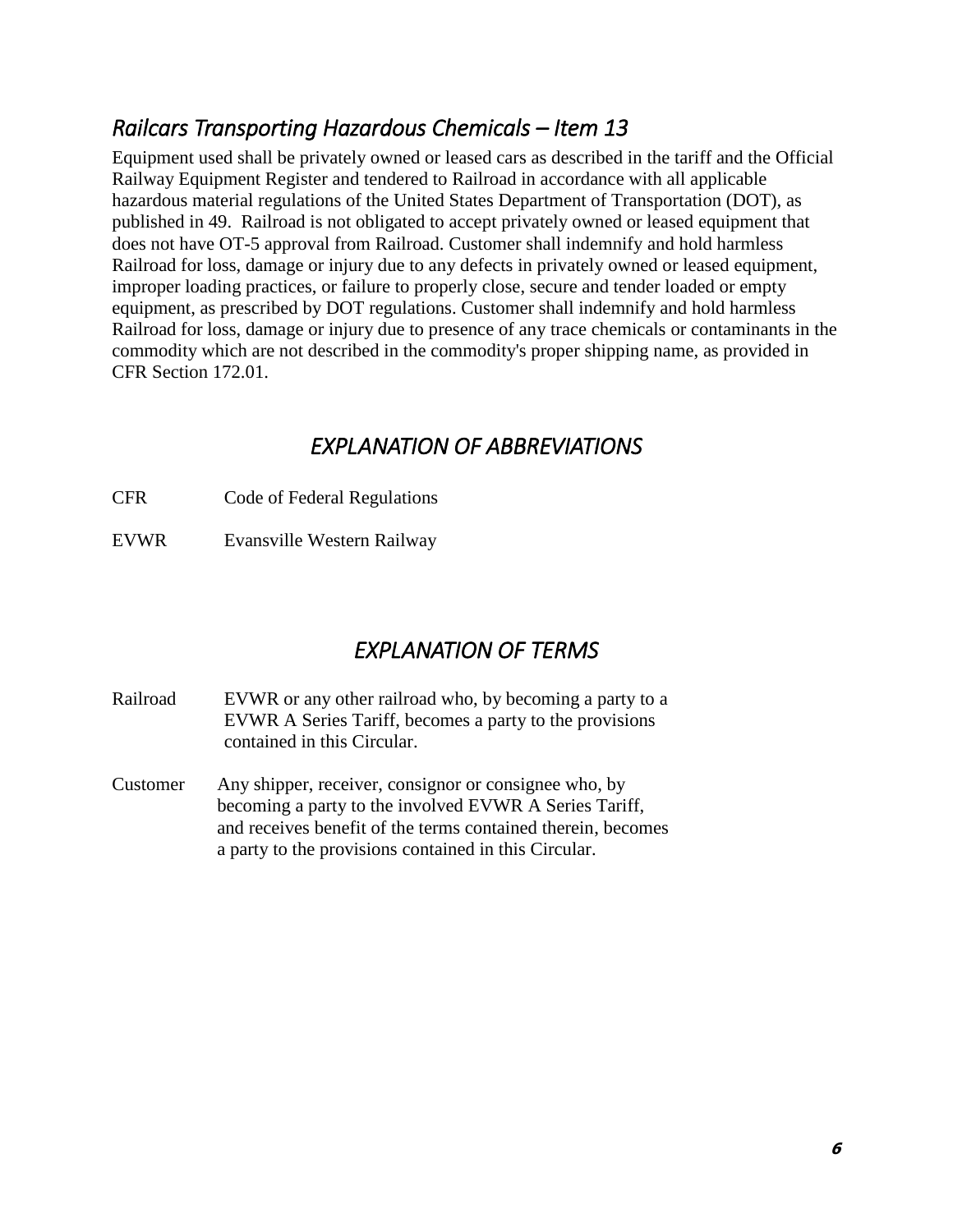## *Railcars Transporting Hazardous Chemicals – Item 13*

Equipment used shall be privately owned or leased cars as described in the tariff and the Official Railway Equipment Register and tendered to Railroad in accordance with all applicable hazardous material regulations of the United States Department of Transportation (DOT), as published in 49. Railroad is not obligated to accept privately owned or leased equipment that does not have OT-5 approval from Railroad. Customer shall indemnify and hold harmless Railroad for loss, damage or injury due to any defects in privately owned or leased equipment, improper loading practices, or failure to properly close, secure and tender loaded or empty equipment, as prescribed by DOT regulations. Customer shall indemnify and hold harmless Railroad for loss, damage or injury due to presence of any trace chemicals or contaminants in the commodity which are not described in the commodity's proper shipping name, as provided in CFR Section 172.01.

## *EXPLANATION OF ABBREVIATIONS*

| | |
|---|---|
| CFR | Code of Federal Regulations |
| EVWR | Evansville Western Railway |

## *EXPLANATION OF TERMS*

| | |
|---|---|
| Railroad | EVWR or any other railroad who, by becoming a party to a EVWR A Series Tariff, becomes a party to the provisions contained in this Circular. |
| Customer | Any shipper, receiver, consignor or consignee who, by becoming a party to the involved EVWR A Series Tariff, and receives benefit of the terms contained therein, becomes a party to the provisions contained in this Circular. |